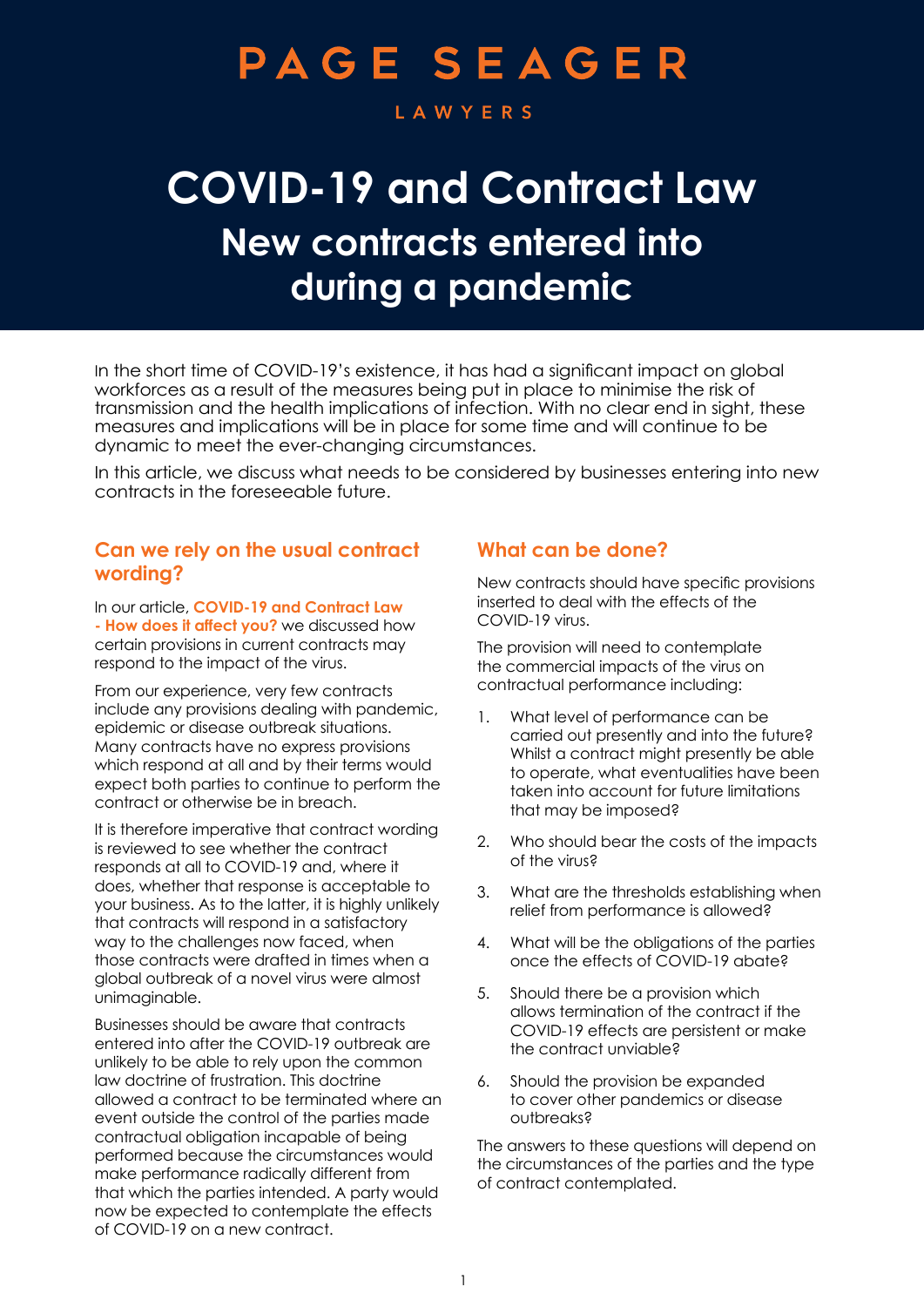PAGE SEAGER

LAWYERS

# COVID-19 and Contract Law

## New contracts entered into during a pandemic

In the short time of COVID-19's existence, it has had a significant impact on global workforces as a result of the measures being put in place to minimise the risk of transmission and the health implications of infection. With no clear end in sight, these measures and implications will be in place for some time and will continue to be dynamic to meet the ever-changing circumstances.

In this article, we discuss what needs to be considered by businesses entering into new contracts in the foreseeable future.

### Can we rely on the usual contract wording?

In our article, **COVID-19 and Contract Law - How does it affect you?** we discussed how certain provisions in current contracts may respond to the impact of the virus.

From our experience, very few contracts include any provisions dealing with pandemic, epidemic or disease outbreak situations. Many contracts have no express provisions which respond at all and by their terms would expect both parties to continue to perform the contract or otherwise be in breach.

It is therefore imperative that contract wording is reviewed to see whether the contract responds at all to COVID-19 and, where it does, whether that response is acceptable to your business. As to the latter, it is highly unlikely that contracts will respond in a satisfactory way to the challenges now faced, when those contracts were drafted in times when a global outbreak of a novel virus were almost unimaginable.

Businesses should be aware that contracts entered into after the COVID-19 outbreak are unlikely to be able to rely upon the common law doctrine of frustration. This doctrine allowed a contract to be terminated where an event outside the control of the parties made contractual obligation incapable of being performed because the circumstances would make performance radically different from that which the parties intended. A party would now be expected to contemplate the effects of COVID-19 on a new contract.

### What can be done?

New contracts should have specific provisions inserted to deal with the effects of the COVID-19 virus.

The provision will need to contemplate the commercial impacts of the virus on contractual performance including:

1. What level of performance can be carried out presently and into the future? Whilst a contract might presently be able to operate, what eventualities have been taken into account for future limitations that may be imposed?
2. Who should bear the costs of the impacts of the virus?
3. What are the thresholds establishing when relief from performance is allowed?
4. What will be the obligations of the parties once the effects of COVID-19 abate?
5. Should there be a provision which allows termination of the contract if the COVID-19 effects are persistent or make the contract unviable?
6. Should the provision be expanded to cover other pandemics or disease outbreaks?

The answers to these questions will depend on the circumstances of the parties and the type of contract contemplated.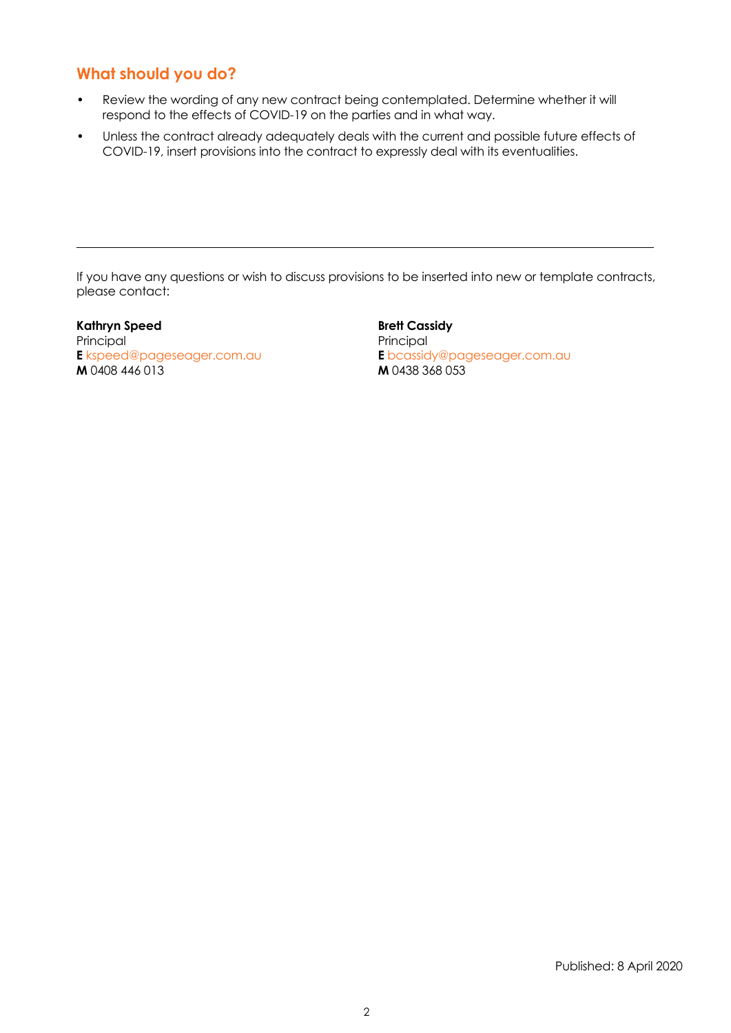## What should you do?

- Review the wording of any new contract being contemplated. Determine whether it will respond to the effects of COVID-19 on the parties and in what way.
- Unless the contract already adequately deals with the current and possible future effects of COVID-19, insert provisions into the contract to expressly deal with its eventualities.

---

If you have any questions or wish to discuss provisions to be inserted into new or template contracts, please contact:

**Kathryn Speed**
Principal
**E** kspeed@pageseager.com.au
**M** 0408 446 013

**Brett Cassidy**
Principal
**E** bcassidy@pageseager.com.au
**M** 0438 368 053

Published: 8 April 2020